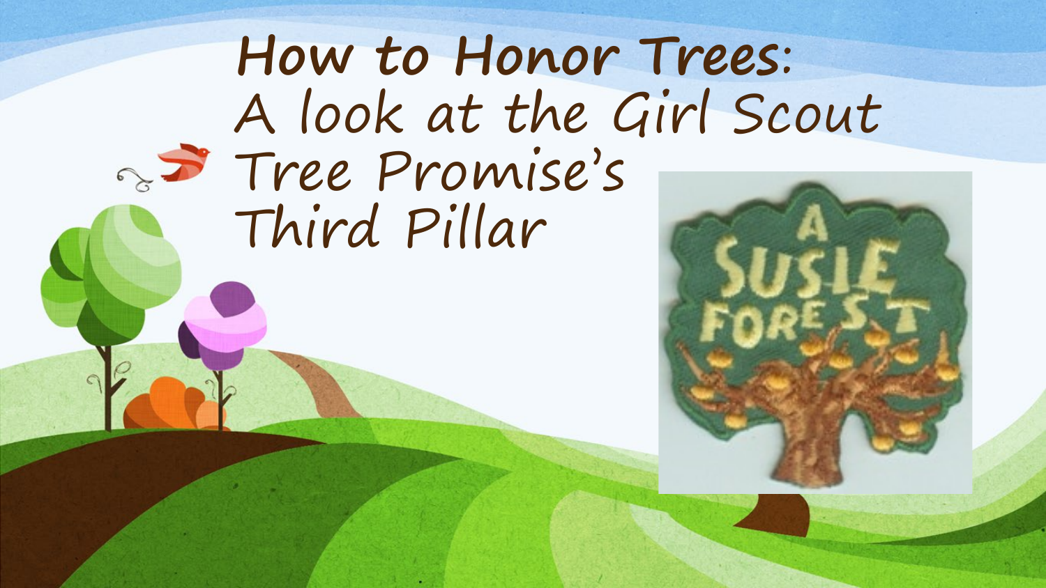# **How to Honor Trees:** A look at the Girl Scout Tree Promise's Third Pillar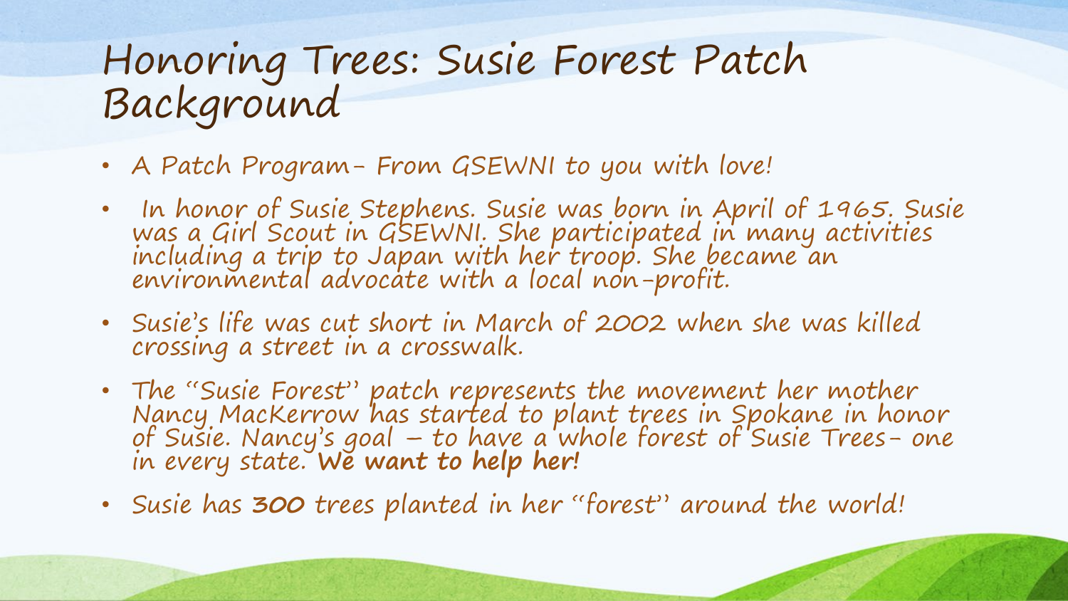# Honoring Trees: Susie Forest Patch Background

- A Patch Program- From GSEWNI to you with love!
- In honor of Susie Stephens. Susie was born in April of 1965. Susie was a Girl Scout in GSEWNI. She participated in many activities including a trip to Japan with her troop. She became an environmental advocate with a local non-profit.
- Susie's life was cut short in March of 2002 when she was killed crossing a street in a crosswalk.
- The "Susie Forest" patch represents the movement her mother Nancy MacKerrow has started to plant trees in Spokane in honor of Susie. Nancy's goal – to have a whole forest of Susie Trees- one in every state. **We want to help her!**
- Susie has **300** trees planted in her "forest" around the world!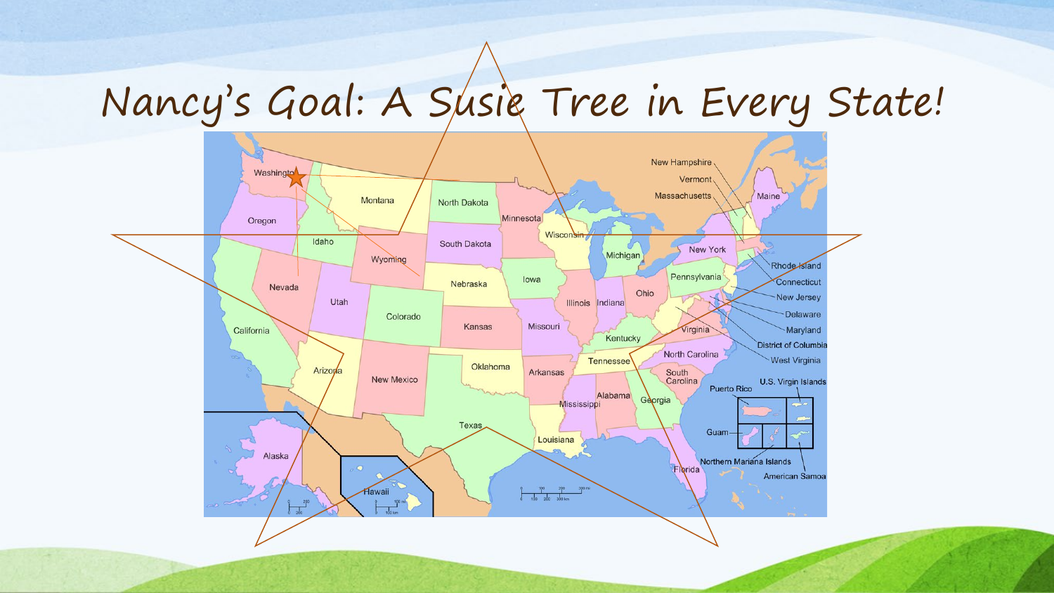# Nancy's Goal: A Susie Tree in Every State!

Washington
Montana
North Dakota
Minnesota
Oregon
Idaho
South Dakota
Wisconsin
Michigan
New York
Wyoming
Nevada
Utah
Colorado
California
Nebraska
Iowa
Illinois
Indiana
Ohio
Pennsylvania
Kansas
Missouri
Kentucky
Virginia
Arizona
New Mexico
Oklahoma
Arkansas
Tennessee
North Carolina
South Carolina
Texas
Mississippi
Alabama
Georgia
Louisiana
Florida
Alaska
Hawaii
New Hampshire
Vermont
Massachusetts
Maine
Rhode Island
Connecticut
New Jersey
Delaware
Maryland
District of Columbia
West Virginia
U.S. Virgin Islands
Puerto Rico
Guam
Northern Mariana Islands
American Samoa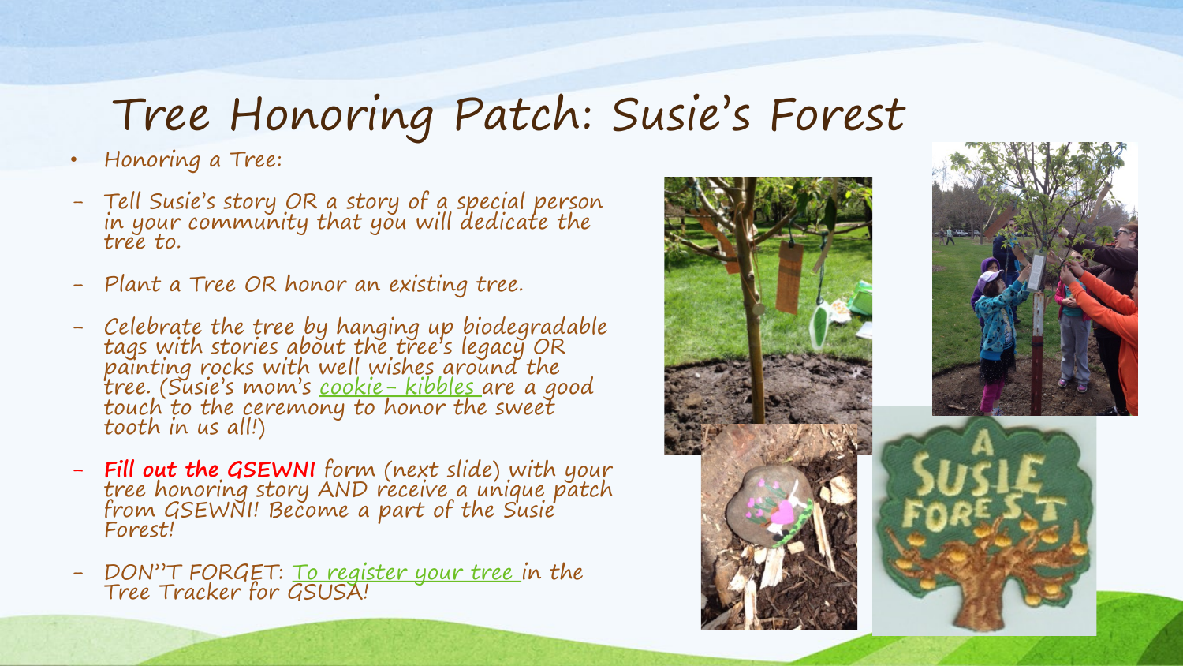# Tree Honoring Patch: Susie's Forest

- Honoring a Tree:

- Tell Susie's story OR a story of a special person in your community that you will dedicate the tree to.

- Plant a Tree OR honor an existing tree.

- Celebrate the tree by hanging up biodegradable tags with stories about the tree's legacy OR painting rocks with well wishes around the tree. (Susie's mom's cookie- kibbles are a good touch to the ceremony to honor the sweet tooth in us all!)

- **Fill out the GSEWNI** form (next slide) with your tree honoring story AND receive a unique patch from GSEWNI! Become a part of the Susie Forest!

- DON''T FORGET: To register your tree in the Tree Tracker for GSUSA!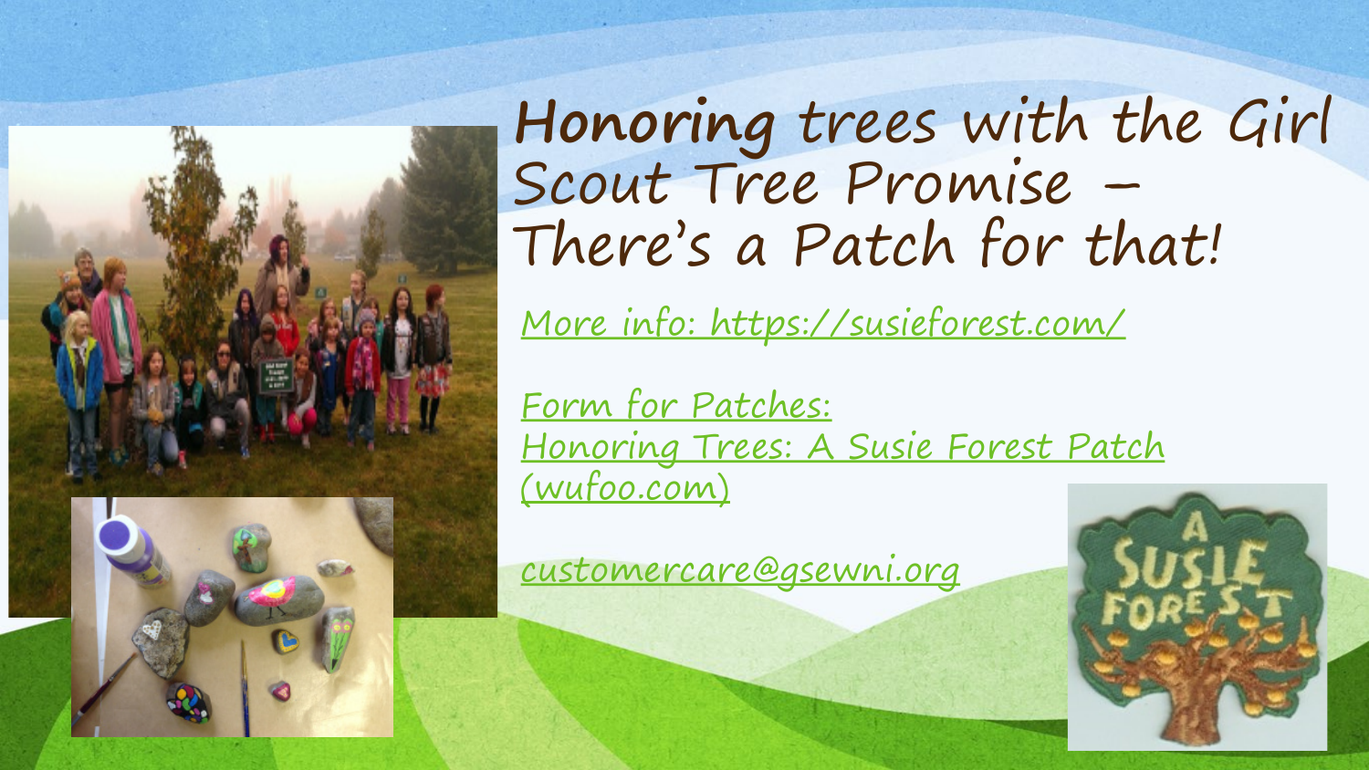# Honoring trees with the Girl Scout Tree Promise – There's a Patch for that!

More info: https://susieforest.com/

Form for Patches:
Honoring Trees: A Susie Forest Patch (wufoo.com)

customercare@gsewni.org